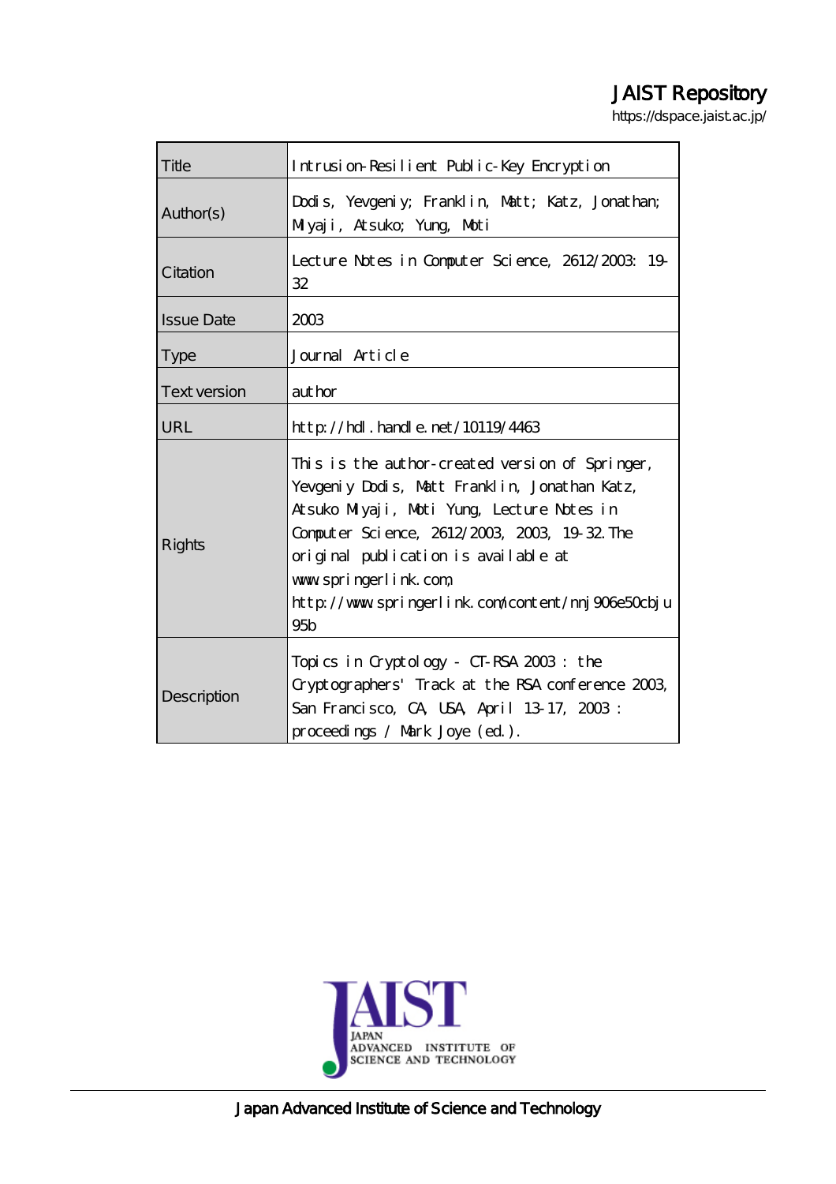JAIST Repository

https://dspace.jaist.ac.jp/

| Title | Intrusion-Resilient Public-Key Encryption |
|---|---|
| Author(s) | Dodis, Yevgeniy; Franklin, Matt; Katz, Jonathan; Miyaji, Atsuko; Yung, Moti |
| Citation | Lecture Notes in Computer Science, 2612/2003: 19-32 |
| Issue Date | 2003 |
| Type | Journal Article |
| Text version | author |
| URL | http://hdl.handle.net/10119/4463 |
| Rights | This is the author-created version of Springer, Yevgeniy Dodis, Matt Franklin, Jonathan Katz, Atsuko Miyaji, Moti Yung, Lecture Notes in Computer Science, 2612/2003, 2003, 19-32. The original publication is available at www.springerlink.com, http://www.springerlink.com/content/nnj906e50cbju95b |
| Description | Topics in Cryptology - CT-RSA 2003 : the Cryptographers' Track at the RSA conference 2003, San Francisco, CA, USA, April 13-17, 2003 : proceedings / Mark Joye (ed.). |

Japan Advanced Institute of Science and Technology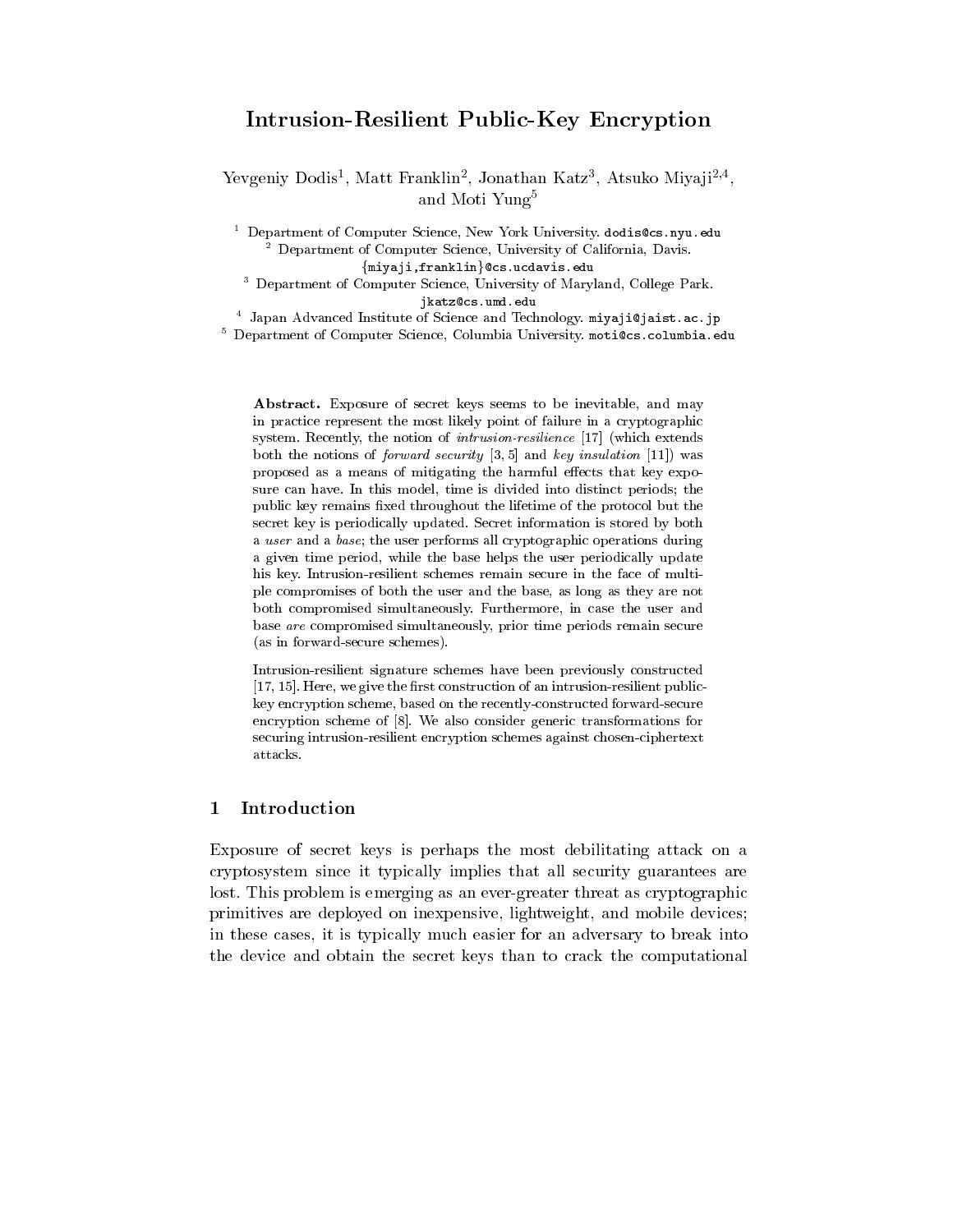# Intrusion-Resilient Public-Key Encryption

Yevgeniy Dodis[1], Matt Franklin[2], Jonathan Katz[3], Atsuko Miyaji[2,4], and Moti Yung[5]

[1] Department of Computer Science, New York University. dodis@cs.nyu.edu
[2] Department of Computer Science, University of California, Davis. {miyaji,franklin}@cs.ucdavis.edu
[3] Department of Computer Science, University of Maryland, College Park. jkatz@cs.umd.edu
[4] Japan Advanced Institute of Science and Technology. miyaji@jaist.ac.jp
[5] Department of Computer Science, Columbia University. moti@cs.columbia.edu

**Abstract.** Exposure of secret keys seems to be inevitable, and may in practice represent the most likely point of failure in a cryptographic system. Recently, the notion of *intrusion-resilience* [17] (which extends both the notions of *forward security* [3, 5] and *key insulation* [11]) was proposed as a means of mitigating the harmful effects that key exposure can have. In this model, time is divided into distinct periods; the public key remains fixed throughout the lifetime of the protocol but the secret key is periodically updated. Secret information is stored by both a *user* and a *base*; the user performs all cryptographic operations during a given time period, while the base helps the user periodically update his key. Intrusion-resilient schemes remain secure in the face of multiple compromises of both the user and the base, as long as they are not both compromised simultaneously. Furthermore, in case the user and base *are* compromised simultaneously, prior time periods remain secure (as in forward-secure schemes).

Intrusion-resilient signature schemes have been previously constructed [17, 15]. Here, we give the first construction of an intrusion-resilient public-key encryption scheme, based on the recently-constructed forward-secure encryption scheme of [8]. We also consider generic transformations for securing intrusion-resilient encryption schemes against chosen-ciphertext attacks.

## 1 Introduction

Exposure of secret keys is perhaps the most debilitating attack on a cryptosystem since it typically implies that all security guarantees are lost. This problem is emerging as an ever-greater threat as cryptographic primitives are deployed on inexpensive, lightweight, and mobile devices; in these cases, it is typically much easier for an adversary to break into the device and obtain the secret keys than to crack the computational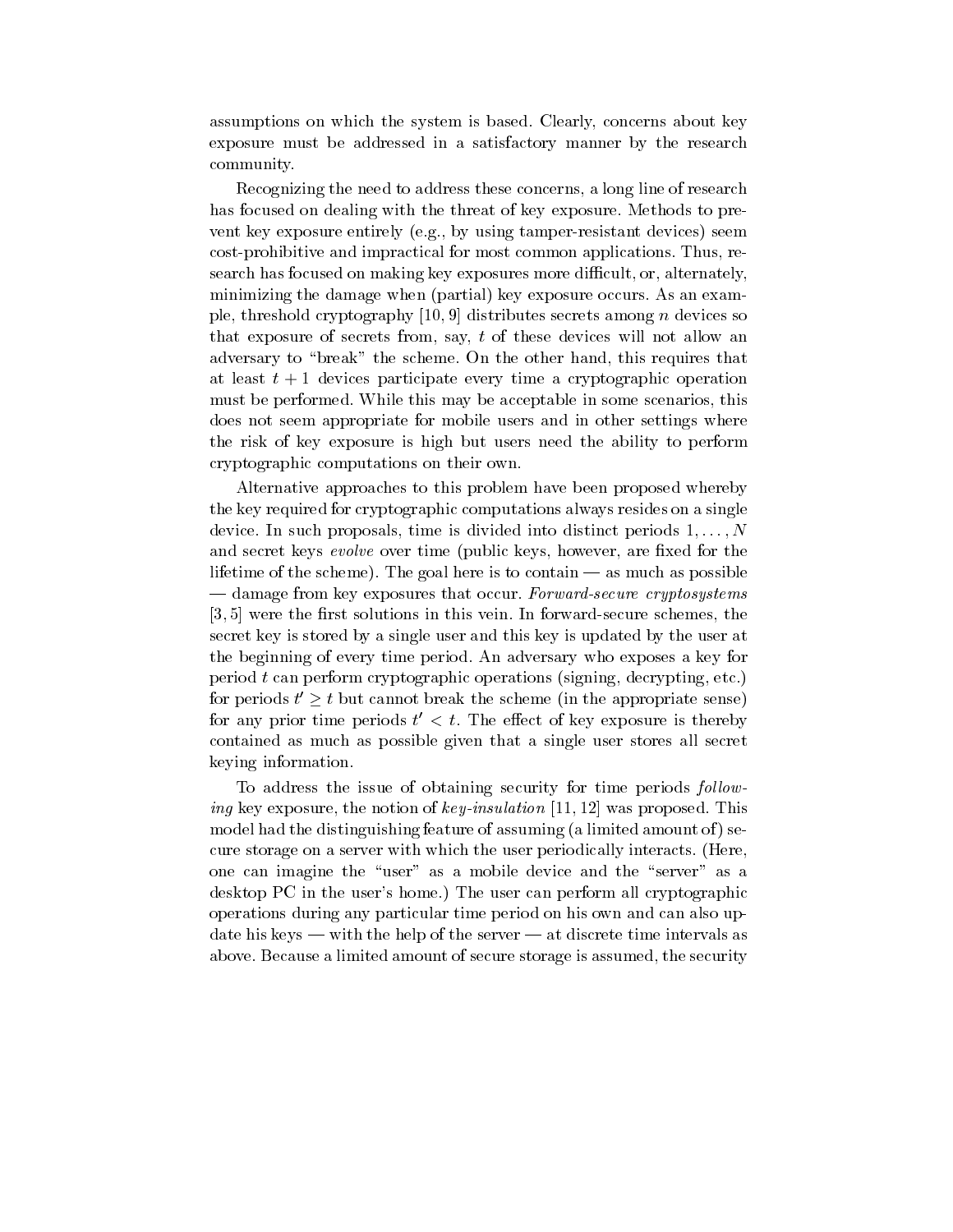assumptions on which the system is based. Clearly, concerns about key exposure must be addressed in a satisfactory manner by the research community.

Recognizing the need to address these concerns, a long line of research has focused on dealing with the threat of key exposure. Methods to prevent key exposure entirely (e.g., by using tamper-resistant devices) seem cost-prohibitive and impractical for most common applications. Thus, research has focused on making key exposures more difficult, or, alternately, minimizing the damage when (partial) key exposure occurs. As an example, threshold cryptography [10, 9] distributes secrets among $n$ devices so that exposure of secrets from, say, $t$ of these devices will not allow an adversary to "break" the scheme. On the other hand, this requires that at least $t+1$ devices participate every time a cryptographic operation must be performed. While this may be acceptable in some scenarios, this does not seem appropriate for mobile users and in other settings where the risk of key exposure is high but users need the ability to perform cryptographic computations on their own.

Alternative approaches to this problem have been proposed whereby the key required for cryptographic computations always resides on a single device. In such proposals, time is divided into distinct periods $1, \ldots, N$ and secret keys *evolve* over time (public keys, however, are fixed for the lifetime of the scheme). The goal here is to contain — as much as possible — damage from key exposures that occur. *Forward-secure cryptosystems* [3, 5] were the first solutions in this vein. In forward-secure schemes, the secret key is stored by a single user and this key is updated by the user at the beginning of every time period. An adversary who exposes a key for period $t$ can perform cryptographic operations (signing, decrypting, etc.) for periods $t' \geq t$ but cannot break the scheme (in the appropriate sense) for any prior time periods $t' < t$. The effect of key exposure is thereby contained as much as possible given that a single user stores all secret keying information.

To address the issue of obtaining security for time periods *following* key exposure, the notion of *key-insulation* [11, 12] was proposed. This model had the distinguishing feature of assuming (a limited amount of) secure storage on a server with which the user periodically interacts. (Here, one can imagine the "user" as a mobile device and the "server" as a desktop PC in the user's home.) The user can perform all cryptographic operations during any particular time period on his own and can also update his keys — with the help of the server — at discrete time intervals as above. Because a limited amount of secure storage is assumed, the security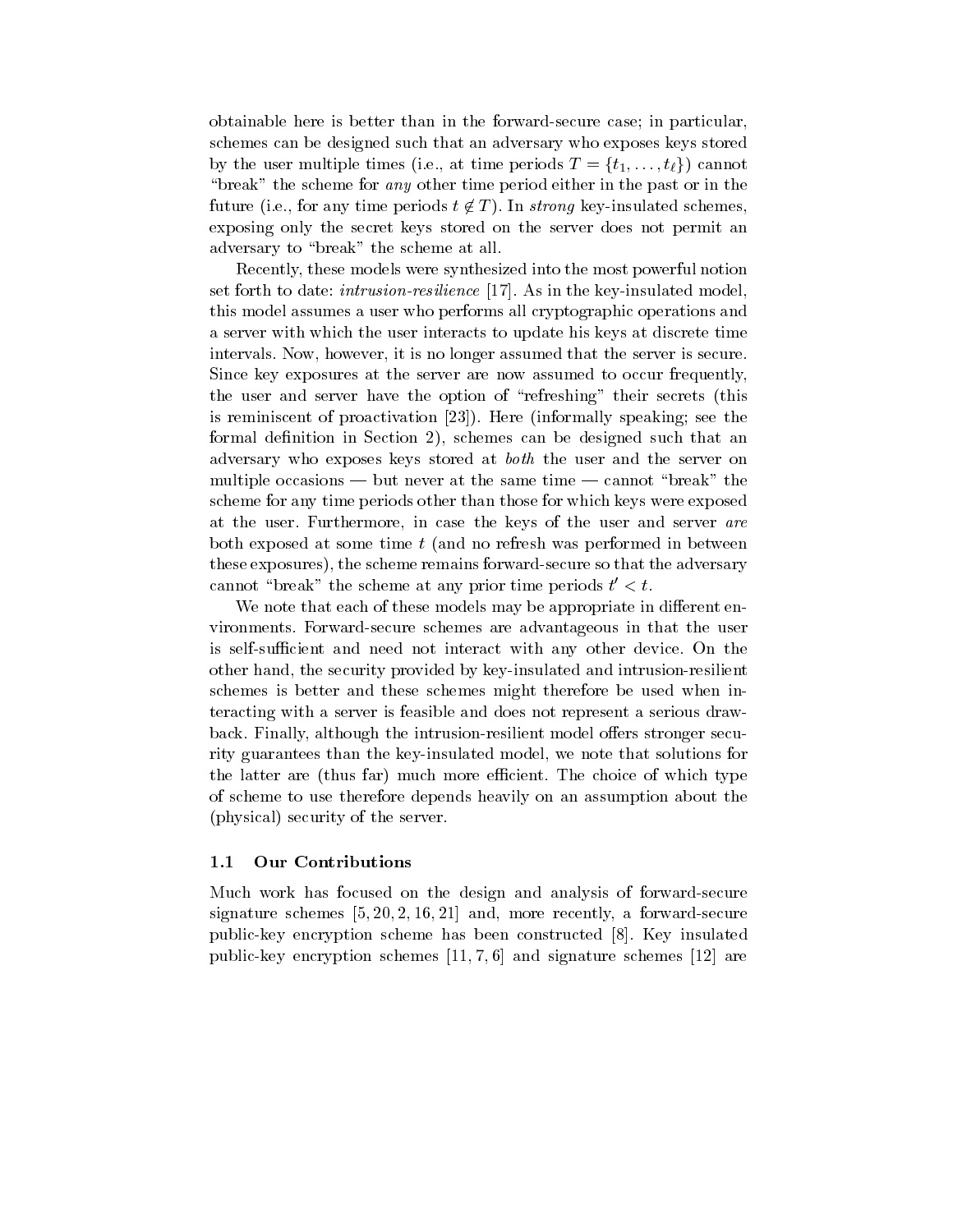obtainable here is better than in the forward-secure case; in particular, schemes can be designed such that an adversary who exposes keys stored by the user multiple times (i.e., at time periods $T = \{t_1, \ldots, t_\ell\}$) cannot "break" the scheme for *any* other time period either in the past or in the future (i.e., for any time periods $t \notin T$). In *strong* key-insulated schemes, exposing only the secret keys stored on the server does not permit an adversary to "break" the scheme at all.

Recently, these models were synthesized into the most powerful notion set forth to date: *intrusion-resilience* [17]. As in the key-insulated model, this model assumes a user who performs all cryptographic operations and a server with which the user interacts to update his keys at discrete time intervals. Now, however, it is no longer assumed that the server is secure. Since key exposures at the server are now assumed to occur frequently, the user and server have the option of "refreshing" their secrets (this is reminiscent of proactivation [23]). Here (informally speaking; see the formal definition in Section 2), schemes can be designed such that an adversary who exposes keys stored at *both* the user and the server on multiple occasions — but never at the same time — cannot "break" the scheme for any time periods other than those for which keys were exposed at the user. Furthermore, in case the keys of the user and server *are* both exposed at some time $t$ (and no refresh was performed in between these exposures), the scheme remains forward-secure so that the adversary cannot "break" the scheme at any prior time periods $t' < t$.

We note that each of these models may be appropriate in different environments. Forward-secure schemes are advantageous in that the user is self-sufficient and need not interact with any other device. On the other hand, the security provided by key-insulated and intrusion-resilient schemes is better and these schemes might therefore be used when interacting with a server is feasible and does not represent a serious drawback. Finally, although the intrusion-resilient model offers stronger security guarantees than the key-insulated model, we note that solutions for the latter are (thus far) much more efficient. The choice of which type of scheme to use therefore depends heavily on an assumption about the (physical) security of the server.

### 1.1 Our Contributions

Much work has focused on the design and analysis of forward-secure signature schemes [5, 20, 2, 16, 21] and, more recently, a forward-secure public-key encryption scheme has been constructed [8]. Key insulated public-key encryption schemes [11, 7, 6] and signature schemes [12] are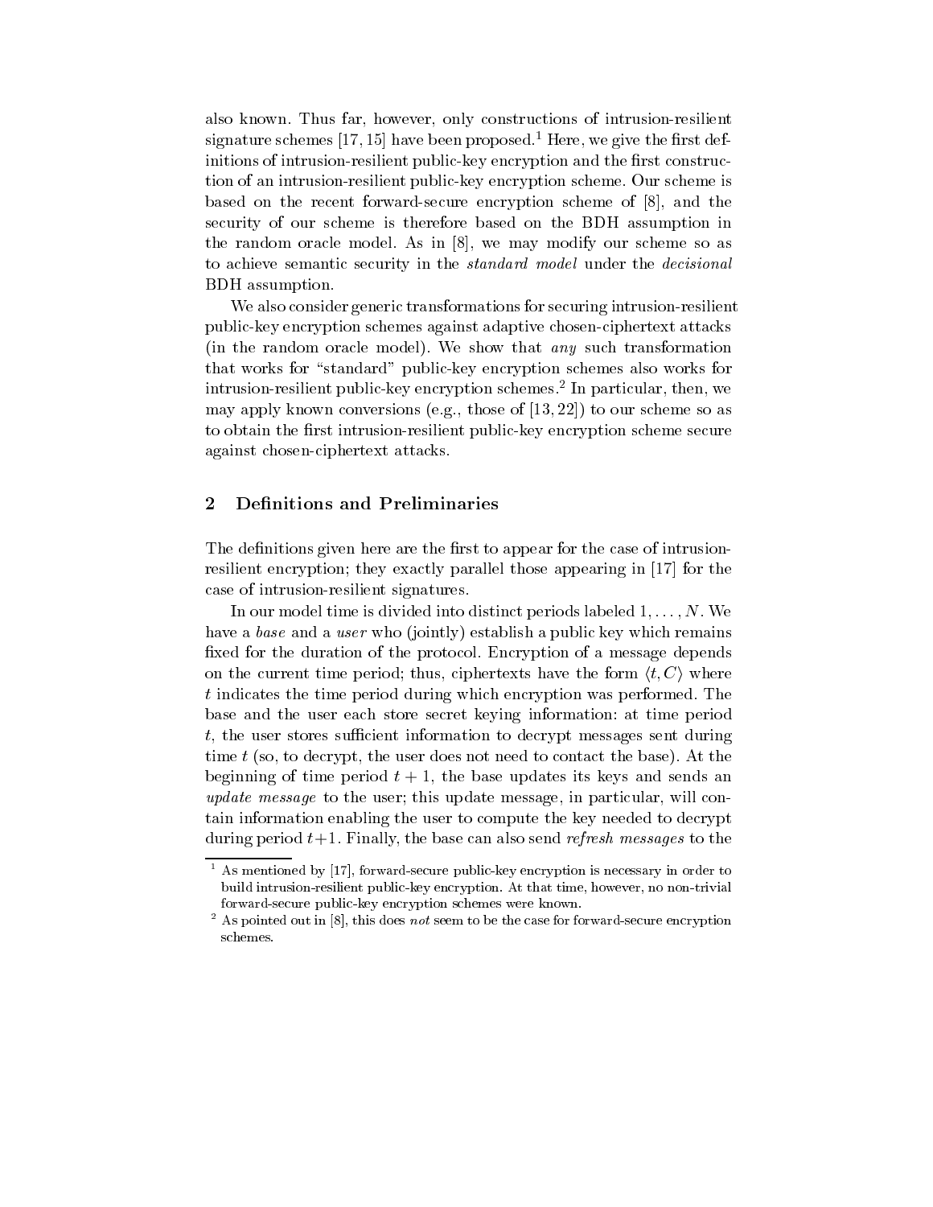also known. Thus far, however, only constructions of intrusion-resilient signature schemes [17, 15] have been proposed.[1] Here, we give the first definitions of intrusion-resilient public-key encryption and the first construction of an intrusion-resilient public-key encryption scheme. Our scheme is based on the recent forward-secure encryption scheme of [8], and the security of our scheme is therefore based on the BDH assumption in the random oracle model. As in [8], we may modify our scheme so as to achieve semantic security in the *standard model* under the *decisional* BDH assumption.

We also consider generic transformations for securing intrusion-resilient public-key encryption schemes against adaptive chosen-ciphertext attacks (in the random oracle model). We show that *any* such transformation that works for "standard" public-key encryption schemes also works for intrusion-resilient public-key encryption schemes.[2] In particular, then, we may apply known conversions (e.g., those of [13, 22]) to our scheme so as to obtain the first intrusion-resilient public-key encryption scheme secure against chosen-ciphertext attacks.

## 2 Definitions and Preliminaries

The definitions given here are the first to appear for the case of intrusion-resilient encryption; they exactly parallel those appearing in [17] for the case of intrusion-resilient signatures.

In our model time is divided into distinct periods labeled $1, \ldots, N$. We have a *base* and a *user* who (jointly) establish a public key which remains fixed for the duration of the protocol. Encryption of a message depends on the current time period; thus, ciphertexts have the form $\langle t, C \rangle$ where $t$ indicates the time period during which encryption was performed. The base and the user each store secret keying information: at time period $t$, the user stores sufficient information to decrypt messages sent during time $t$ (so, to decrypt, the user does not need to contact the base). At the beginning of time period $t + 1$, the base updates its keys and sends an *update message* to the user; this update message, in particular, will contain information enabling the user to compute the key needed to decrypt during period $t+1$. Finally, the base can also send *refresh messages* to the

[1] As mentioned by [17], forward-secure public-key encryption is necessary in order to build intrusion-resilient public-key encryption. At that time, however, no non-trivial forward-secure public-key encryption schemes were known.

[2] As pointed out in [8], this does *not* seem to be the case for forward-secure encryption schemes.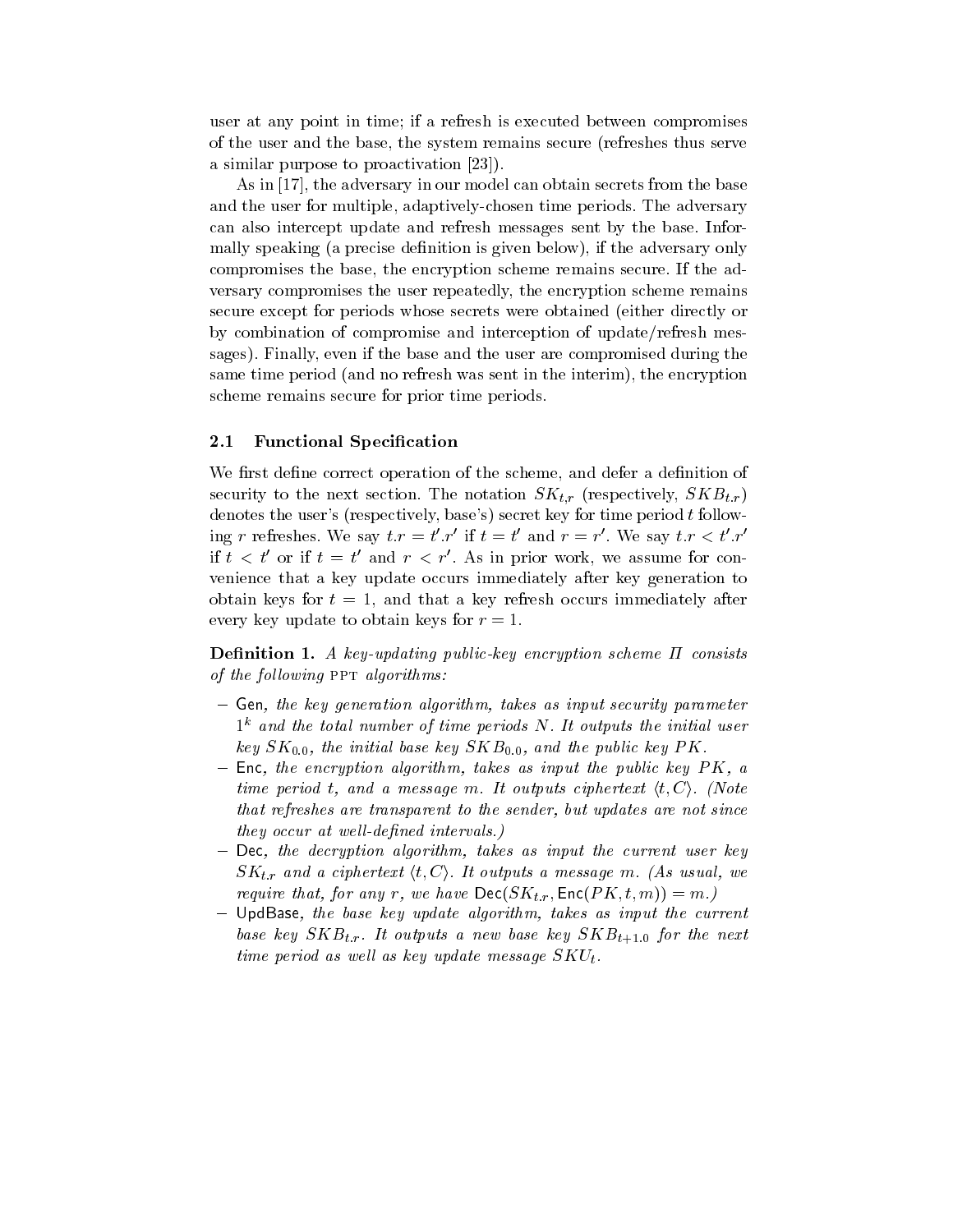user at any point in time; if a refresh is executed between compromises of the user and the base, the system remains secure (refreshes thus serve a similar purpose to proactivation [23]).

As in [17], the adversary in our model can obtain secrets from the base and the user for multiple, adaptively-chosen time periods. The adversary can also intercept update and refresh messages sent by the base. Informally speaking (a precise definition is given below), if the adversary only compromises the base, the encryption scheme remains secure. If the adversary compromises the user repeatedly, the encryption scheme remains secure except for periods whose secrets were obtained (either directly or by combination of compromise and interception of update/refresh messages). Finally, even if the base and the user are compromised during the same time period (and no refresh was sent in the interim), the encryption scheme remains secure for prior time periods.

### 2.1 Functional Specification

We first define correct operation of the scheme, and defer a definition of security to the next section. The notation $SK_{t.r}$ (respectively, $SKB_{t.r}$) denotes the user's (respectively, base's) secret key for time period $t$ following $r$ refreshes. We say $t.r = t'.r'$ if $t = t'$ and $r = r'$. We say $t.r < t'.r'$ if $t < t'$ or if $t = t'$ and $r < r'$. As in prior work, we assume for convenience that a key update occurs immediately after key generation to obtain keys for $t = 1$, and that a key refresh occurs immediately after every key update to obtain keys for $r = 1$.

**Definition 1.** *A key-updating public-key encryption scheme $\Pi$ consists of the following* PPT *algorithms:*

- Gen, *the key generation algorithm, takes as input security parameter $1^k$ and the total number of time periods $N$. It outputs the initial user key $SK_{0.0}$, the initial base key $SKB_{0.0}$, and the public key $PK$.*
- Enc, *the encryption algorithm, takes as input the public key $PK$, a time period $t$, and a message $m$. It outputs ciphertext $\langle t, C \rangle$. (Note that refreshes are transparent to the sender, but updates are not since they occur at well-defined intervals.)*
- Dec, *the decryption algorithm, takes as input the current user key $SK_{t.r}$ and a ciphertext $\langle t, C \rangle$. It outputs a message $m$. (As usual, we require that, for any $r$, we have $\mathsf{Dec}(SK_{t.r}, \mathsf{Enc}(PK, t, m)) = m$.)*
- UpdBase, *the base key update algorithm, takes as input the current base key $SKB_{t.r}$. It outputs a new base key $SKB_{t+1.0}$ for the next time period as well as key update message $SKU_t$.*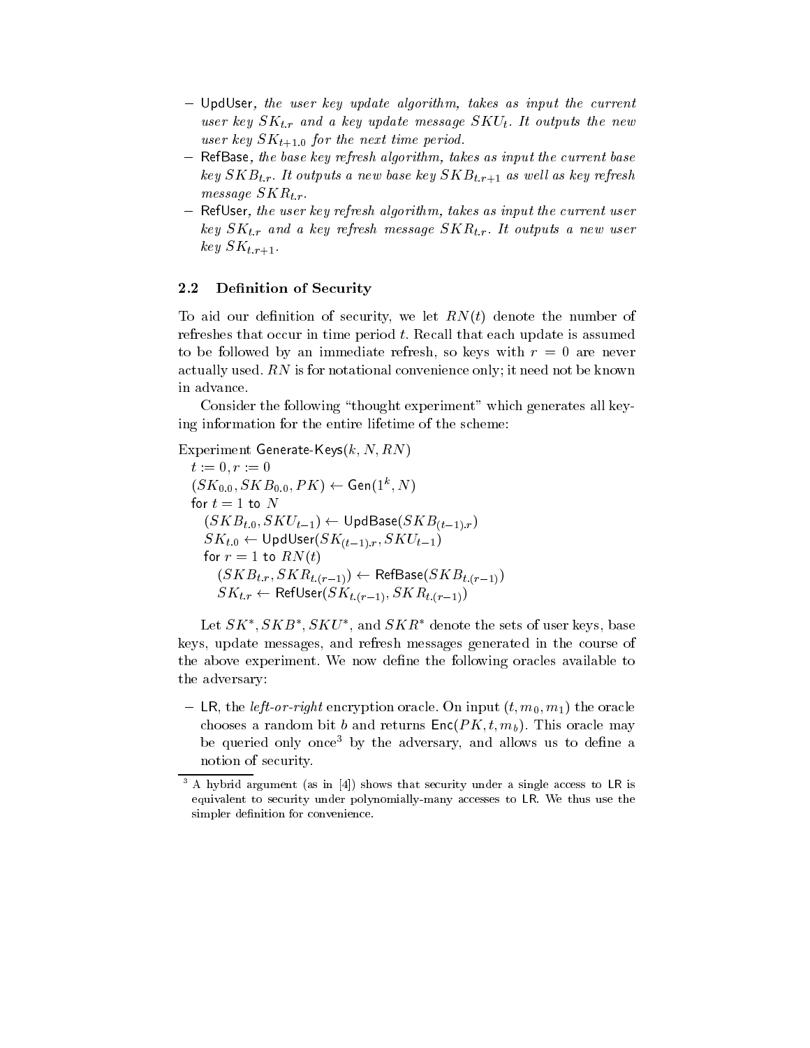- UpdUser, *the user key update algorithm, takes as input the current user key* $SK_{t.r}$ *and a key update message* $SKU_t$*. It outputs the new user key* $SK_{t+1.0}$ *for the next time period.*
- RefBase, *the base key refresh algorithm, takes as input the current base key* $SKB_{t.r}$*. It outputs a new base key* $SKB_{t.r+1}$ *as well as key refresh message* $SKR_{t.r}$*.*
- RefUser, *the user key refresh algorithm, takes as input the current user key* $SK_{t.r}$ *and a key refresh message* $SKR_{t.r}$*. It outputs a new user key* $SK_{t.r+1}$*.*

### 2.2 Definition of Security

To aid our definition of security, we let $RN(t)$ denote the number of refreshes that occur in time period $t$. Recall that each update is assumed to be followed by an immediate refresh, so keys with $r = 0$ are never actually used. $RN$ is for notational convenience only; it need not be known in advance.

Consider the following "thought experiment" which generates all keying information for the entire lifetime of the scheme:

Experiment Generate-Keys$(k, N, RN)$
  $t := 0, r := 0$
  $(SK_{0.0}, SKB_{0.0}, PK) \leftarrow \mathsf{Gen}(1^k, N)$
  for $t = 1$ to $N$
    $(SKB_{t.0}, SKU_{t-1}) \leftarrow \mathsf{UpdBase}(SKB_{(t-1).r})$
    $SK_{t.0} \leftarrow \mathsf{UpdUser}(SK_{(t-1).r}, SKU_{t-1})$
    for $r = 1$ to $RN(t)$
      $(SKB_{t.r}, SKR_{t.(r-1)}) \leftarrow \mathsf{RefBase}(SKB_{t.(r-1)})$
      $SK_{t.r} \leftarrow \mathsf{RefUser}(SK_{t.(r-1)}, SKR_{t.(r-1)})$

Let $SK^*, SKB^*, SKU^*$, and $SKR^*$ denote the sets of user keys, base keys, update messages, and refresh messages generated in the course of the above experiment. We now define the following oracles available to the adversary:

- LR, the *left-or-right* encryption oracle. On input $(t, m_0, m_1)$ the oracle chooses a random bit $b$ and returns $\mathsf{Enc}(PK, t, m_b)$. This oracle may be queried only once[3] by the adversary, and allows us to define a notion of security.

[3] A hybrid argument (as in [4]) shows that security under a single access to LR is equivalent to security under polynomially-many accesses to LR. We thus use the simpler definition for convenience.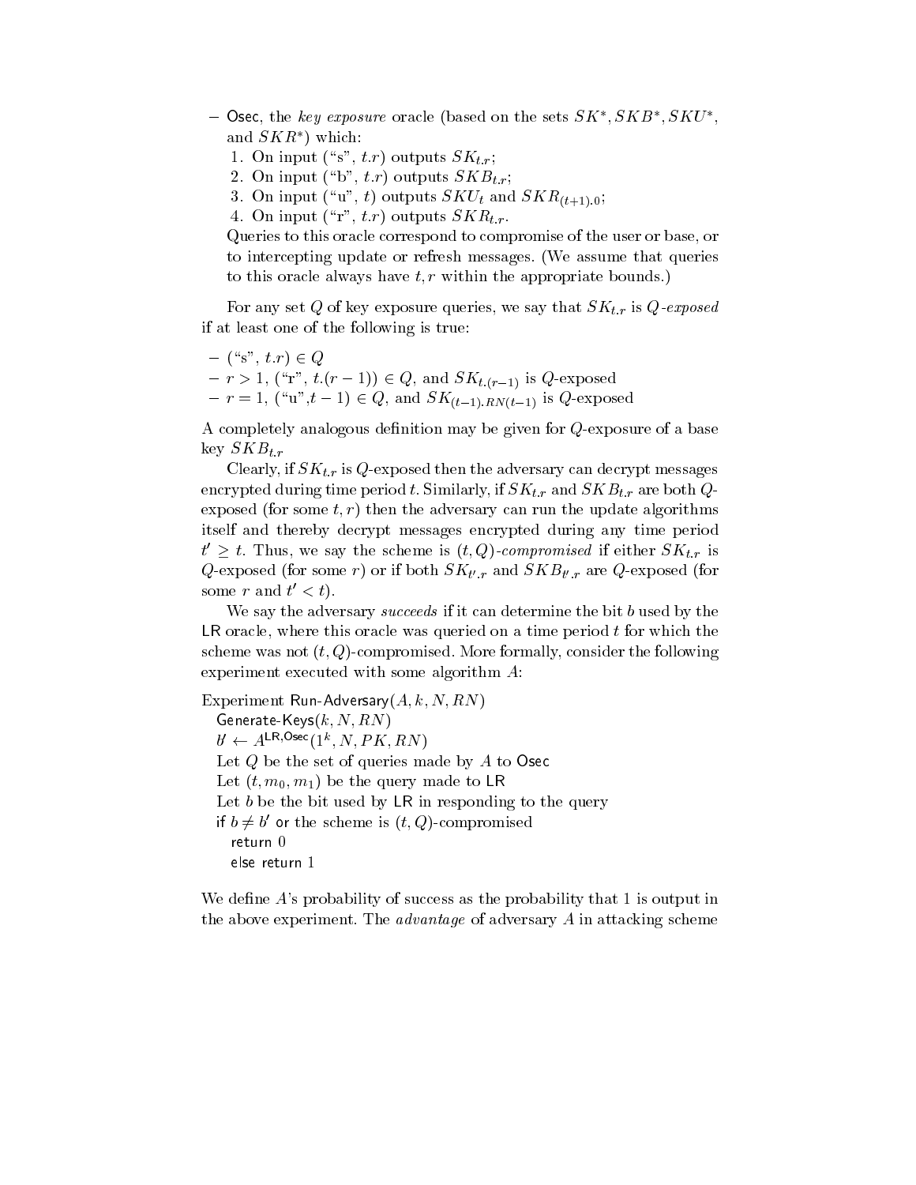– Osec, the *key exposure* oracle (based on the sets $SK^*, SKB^*, SKU^*$, and $SKR^*$) which:

1. On input ("s", $t.r$) outputs $SK_{t.r}$;
2. On input ("b", $t.r$) outputs $SKB_{t.r}$;
3. On input ("u", $t$) outputs $SKU_t$ and $SKR_{(t+1).0}$;
4. On input ("r", $t.r$) outputs $SKR_{t.r}$.

Queries to this oracle correspond to compromise of the user or base, or to intercepting update or refresh messages. (We assume that queries to this oracle always have $t, r$ within the appropriate bounds.)

For any set $Q$ of key exposure queries, we say that $SK_{t.r}$ is $Q$*-exposed* if at least one of the following is true:

– ("s", $t.r$) $\in Q$
– $r > 1$, ("r", $t.(r-1)$) $\in Q$, and $SK_{t.(r-1)}$ is $Q$-exposed
– $r = 1$, ("u",$t-1$) $\in Q$, and $SK_{(t-1).RN(t-1)}$ is $Q$-exposed

A completely analogous definition may be given for $Q$-exposure of a base key $SKB_{t.r}$

Clearly, if $SK_{t.r}$ is $Q$-exposed then the adversary can decrypt messages encrypted during time period $t$. Similarly, if $SK_{t.r}$ and $SKB_{t.r}$ are both $Q$-exposed (for some $t, r$) then the adversary can run the update algorithms itself and thereby decrypt messages encrypted during any time period $t' \geq t$. Thus, we say the scheme is $(t, Q)$*-compromised* if either $SK_{t.r}$ is $Q$-exposed (for some $r$) or if both $SK_{t'.r}$ and $SKB_{t'.r}$ are $Q$-exposed (for some $r$ and $t' < t$).

We say the adversary *succeeds* if it can determine the bit $b$ used by the LR oracle, where this oracle was queried on a time period $t$ for which the scheme was not $(t, Q)$-compromised. More formally, consider the following experiment executed with some algorithm $A$:

Experiment Run-Adversary$(A, k, N, RN)$
  Generate-Keys$(k, N, RN)$
  $b' \leftarrow A^{\mathsf{LR},\mathsf{Osec}}(1^k, N, PK, RN)$
  Let $Q$ be the set of queries made by $A$ to Osec
  Let $(t, m_0, m_1)$ be the query made to LR
  Let $b$ be the bit used by LR in responding to the query
  if $b \neq b'$ or the scheme is $(t, Q)$-compromised
    return 0
    else return 1

We define $A$'s probability of success as the probability that 1 is output in the above experiment. The *advantage* of adversary $A$ in attacking scheme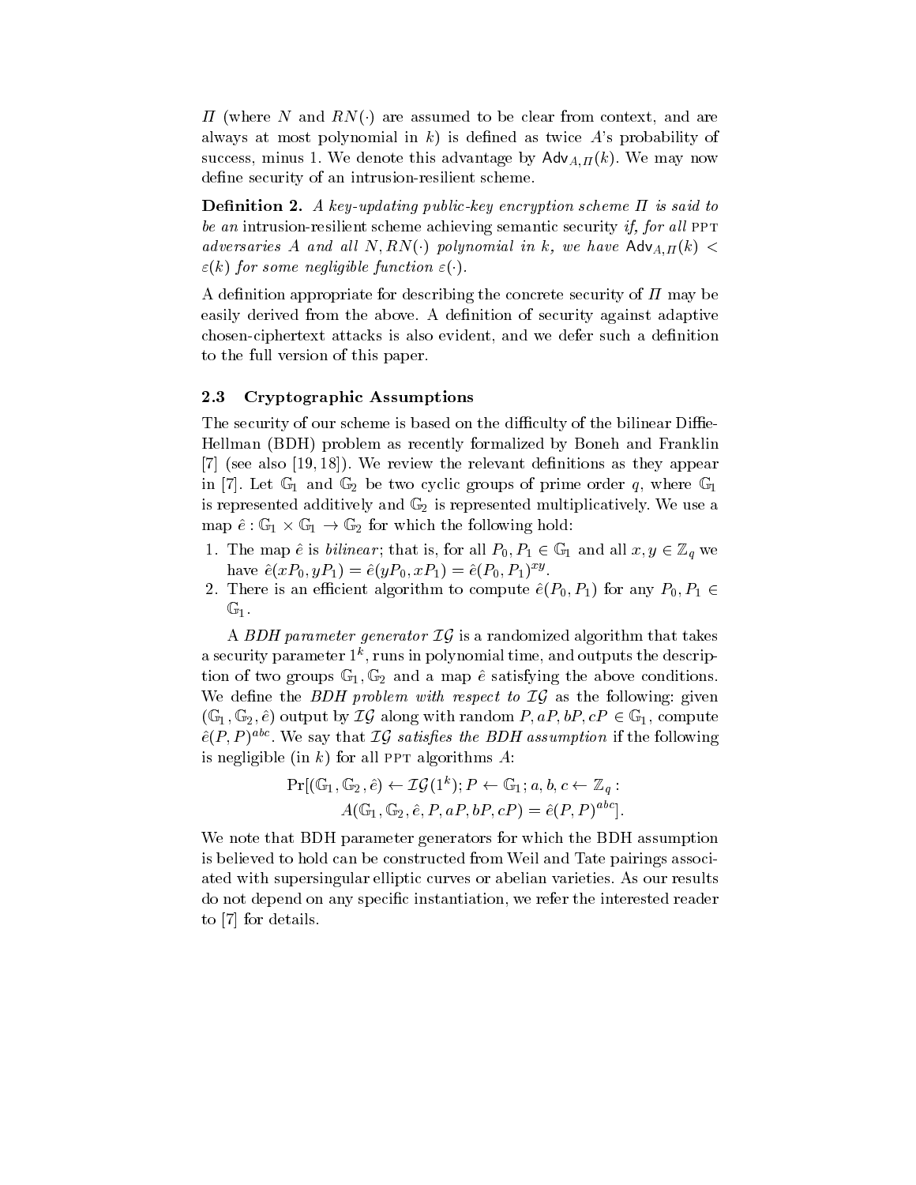$\Pi$ (where $N$ and $RN(\cdot)$ are assumed to be clear from context, and are always at most polynomial in $k$) is defined as twice $A$'s probability of success, minus 1. We denote this advantage by $\mathsf{Adv}_{A,\Pi}(k)$. We may now define security of an intrusion-resilient scheme.

**Definition 2.** *A key-updating public-key encryption scheme $\Pi$ is said to be an* intrusion-resilient scheme achieving semantic security *if, for all* PPT *adversaries $A$ and all $N, RN(\cdot)$ polynomial in $k$, we have $\mathsf{Adv}_{A,\Pi}(k) < \varepsilon(k)$ for some negligible function $\varepsilon(\cdot)$.*

A definition appropriate for describing the concrete security of $\Pi$ may be easily derived from the above. A definition of security against adaptive chosen-ciphertext attacks is also evident, and we defer such a definition to the full version of this paper.

### 2.3 Cryptographic Assumptions

The security of our scheme is based on the difficulty of the bilinear Diffie-Hellman (BDH) problem as recently formalized by Boneh and Franklin [7] (see also [19, 18]). We review the relevant definitions as they appear in [7]. Let $\mathbb{G}_1$ and $\mathbb{G}_2$ be two cyclic groups of prime order $q$, where $\mathbb{G}_1$ is represented additively and $\mathbb{G}_2$ is represented multiplicatively. We use a map $\hat{e} : \mathbb{G}_1 \times \mathbb{G}_1 \to \mathbb{G}_2$ for which the following hold:

1. The map $\hat{e}$ is *bilinear*; that is, for all $P_0, P_1 \in \mathbb{G}_1$ and all $x, y \in \mathbb{Z}_q$ we have $\hat{e}(xP_0, yP_1) = \hat{e}(yP_0, xP_1) = \hat{e}(P_0, P_1)^{xy}$.
2. There is an efficient algorithm to compute $\hat{e}(P_0, P_1)$ for any $P_0, P_1 \in \mathbb{G}_1$.

A *BDH parameter generator* $\mathcal{IG}$ is a randomized algorithm that takes a security parameter $1^k$, runs in polynomial time, and outputs the description of two groups $\mathbb{G}_1, \mathbb{G}_2$ and a map $\hat{e}$ satisfying the above conditions. We define the *BDH problem with respect to* $\mathcal{IG}$ as the following: given $(\mathbb{G}_1, \mathbb{G}_2, \hat{e})$ output by $\mathcal{IG}$ along with random $P, aP, bP, cP \in \mathbb{G}_1$, compute $\hat{e}(P, P)^{abc}$. We say that $\mathcal{IG}$ *satisfies the BDH assumption* if the following is negligible (in $k$) for all PPT algorithms $A$:

$$\Pr[(\mathbb{G}_1, \mathbb{G}_2, \hat{e}) \leftarrow \mathcal{IG}(1^k); P \leftarrow \mathbb{G}_1; a, b, c \leftarrow \mathbb{Z}_q : \\ A(\mathbb{G}_1, \mathbb{G}_2, \hat{e}, P, aP, bP, cP) = \hat{e}(P, P)^{abc}].$$

We note that BDH parameter generators for which the BDH assumption is believed to hold can be constructed from Weil and Tate pairings associated with supersingular elliptic curves or abelian varieties. As our results do not depend on any specific instantiation, we refer the interested reader to [7] for details.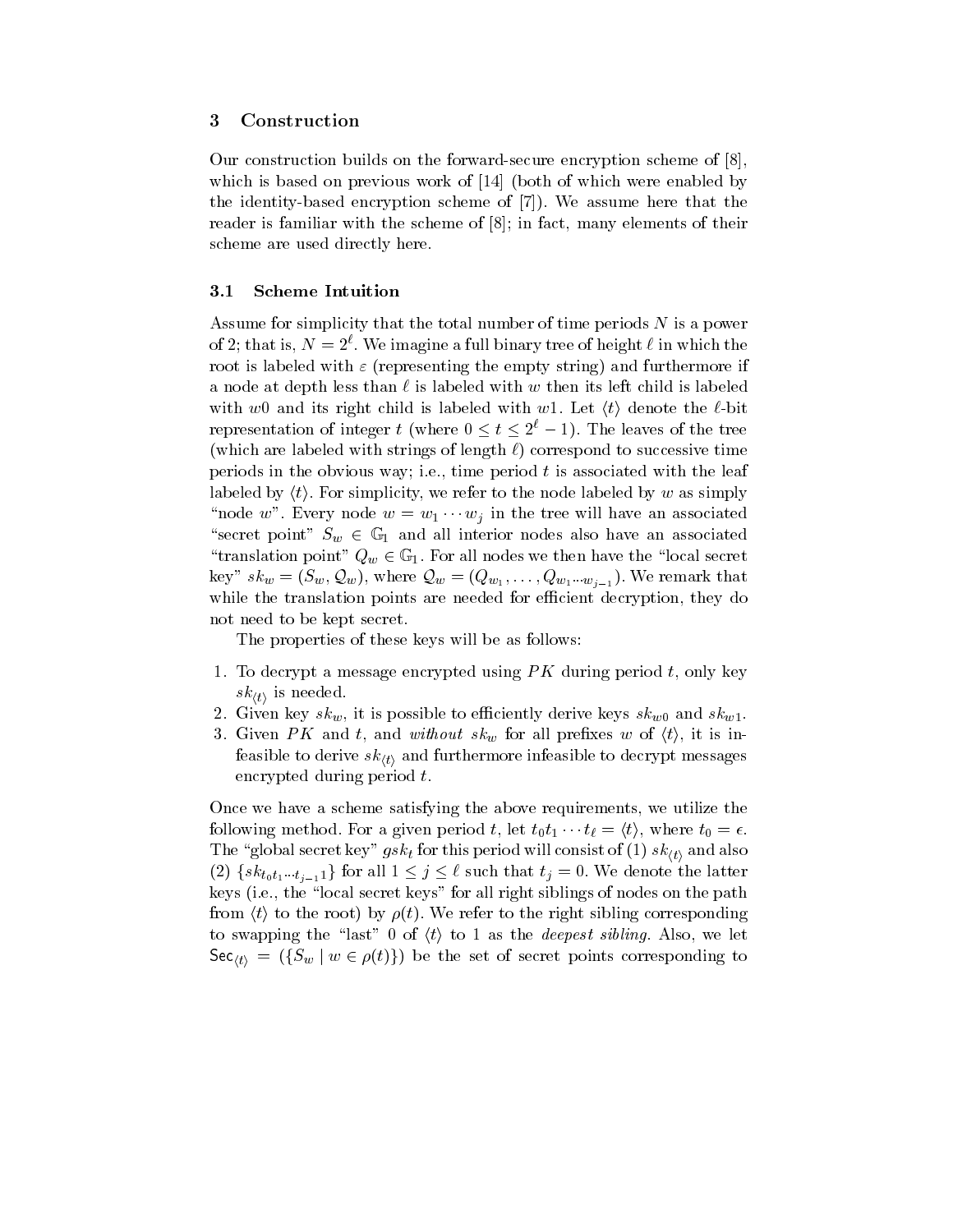## 3 Construction

Our construction builds on the forward-secure encryption scheme of [8], which is based on previous work of [14] (both of which were enabled by the identity-based encryption scheme of [7]). We assume here that the reader is familiar with the scheme of [8]; in fact, many elements of their scheme are used directly here.

### 3.1 Scheme Intuition

Assume for simplicity that the total number of time periods $N$ is a power of 2; that is, $N = 2^{\ell}$. We imagine a full binary tree of height $\ell$ in which the root is labeled with $\varepsilon$ (representing the empty string) and furthermore if a node at depth less than $\ell$ is labeled with $w$ then its left child is labeled with $w0$ and its right child is labeled with $w1$. Let $\langle t \rangle$ denote the $\ell$-bit representation of integer $t$ (where $0 \leq t \leq 2^{\ell} - 1$). The leaves of the tree (which are labeled with strings of length $\ell$) correspond to successive time periods in the obvious way; i.e., time period $t$ is associated with the leaf labeled by $\langle t \rangle$. For simplicity, we refer to the node labeled by $w$ as simply "node $w$". Every node $w = w_1 \cdots w_j$ in the tree will have an associated "secret point" $S_w \in \mathbb{G}_1$ and all interior nodes also have an associated "translation point" $Q_w \in \mathbb{G}_1$. For all nodes we then have the "local secret key" $sk_w = (S_w, \mathcal{Q}_w)$, where $\mathcal{Q}_w = (Q_{w_1}, \ldots, Q_{w_1 \cdots w_{j-1}})$. We remark that while the translation points are needed for efficient decryption, they do not need to be kept secret.

The properties of these keys will be as follows:

1. To decrypt a message encrypted using $PK$ during period $t$, only key $sk_{\langle t \rangle}$ is needed.
2. Given key $sk_w$, it is possible to efficiently derive keys $sk_{w0}$ and $sk_{w1}$.
3. Given $PK$ and $t$, and *without* $sk_w$ for all prefixes $w$ of $\langle t \rangle$, it is infeasible to derive $sk_{\langle t \rangle}$ and furthermore infeasible to decrypt messages encrypted during period $t$.

Once we have a scheme satisfying the above requirements, we utilize the following method. For a given period $t$, let $t_0 t_1 \cdots t_{\ell} = \langle t \rangle$, where $t_0 = \epsilon$. The "global secret key" $gsk_t$ for this period will consist of (1) $sk_{\langle t \rangle}$ and also (2) $\{sk_{t_0 t_1 \cdots t_{j-1} 1}\}$ for all $1 \leq j \leq \ell$ such that $t_j = 0$. We denote the latter keys (i.e., the "local secret keys" for all right siblings of nodes on the path from $\langle t \rangle$ to the root) by $\rho(t)$. We refer to the right sibling corresponding to swapping the "last" 0 of $\langle t \rangle$ to 1 as the *deepest sibling*. Also, we let $\mathsf{Sec}_{\langle t \rangle} = (\{S_w \mid w \in \rho(t)\})$ be the set of secret points corresponding to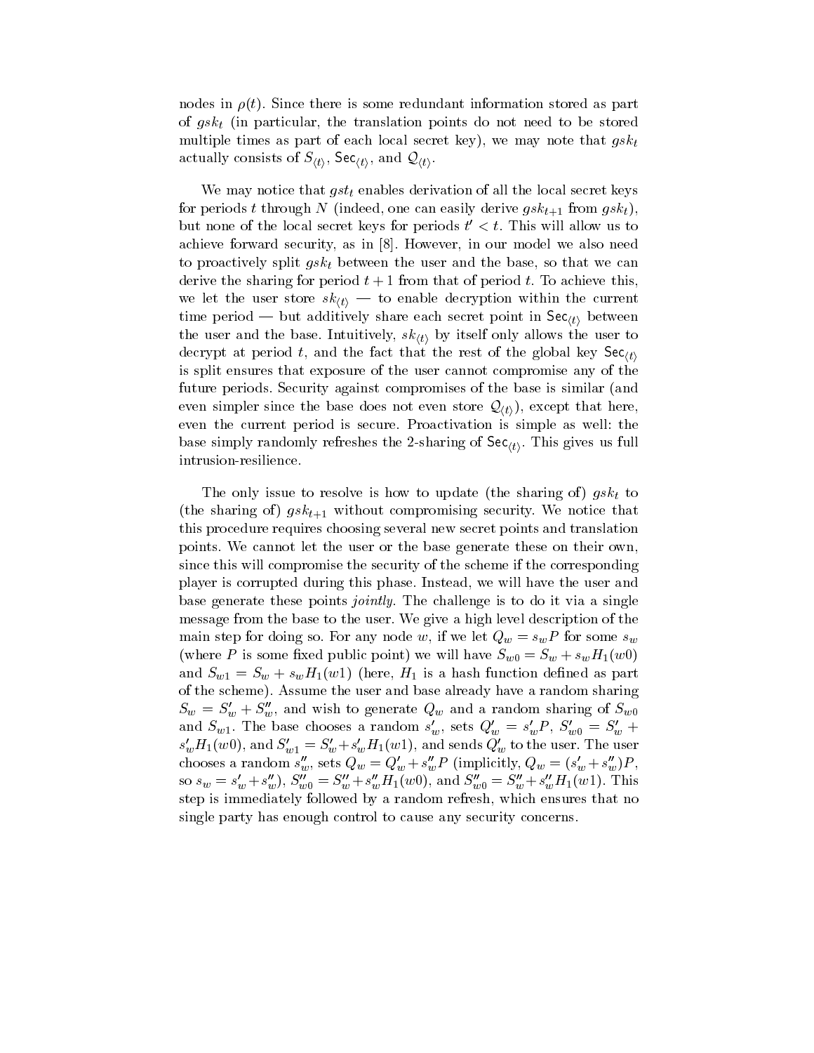nodes in $\rho(t)$. Since there is some redundant information stored as part of $gsk_t$ (in particular, the translation points do not need to be stored multiple times as part of each local secret key), we may note that $gsk_t$ actually consists of $S_{\langle t \rangle}$, $\mathsf{Sec}_{\langle t \rangle}$, and $\mathcal{Q}_{\langle t \rangle}$.

We may notice that $gst_t$ enables derivation of all the local secret keys for periods $t$ through $N$ (indeed, one can easily derive $gsk_{t+1}$ from $gsk_t$), but none of the local secret keys for periods $t' < t$. This will allow us to achieve forward security, as in [8]. However, in our model we also need to proactively split $gsk_t$ between the user and the base, so that we can derive the sharing for period $t+1$ from that of period $t$. To achieve this, we let the user store $sk_{\langle t \rangle}$ — to enable decryption within the current time period — but additively share each secret point in $\mathsf{Sec}_{\langle t \rangle}$ between the user and the base. Intuitively, $sk_{\langle t \rangle}$ by itself only allows the user to decrypt at period $t$, and the fact that the rest of the global key $\mathsf{Sec}_{\langle t \rangle}$ is split ensures that exposure of the user cannot compromise any of the future periods. Security against compromises of the base is similar (and even simpler since the base does not even store $\mathcal{Q}_{\langle t \rangle}$), except that here, even the current period is secure. Proactivation is simple as well: the base simply randomly refreshes the 2-sharing of $\mathsf{Sec}_{\langle t \rangle}$. This gives us full intrusion-resilience.

The only issue to resolve is how to update (the sharing of) $gsk_t$ to (the sharing of) $gsk_{t+1}$ without compromising security. We notice that this procedure requires choosing several new secret points and translation points. We cannot let the user or the base generate these on their own, since this will compromise the security of the scheme if the corresponding player is corrupted during this phase. Instead, we will have the user and base generate these points *jointly*. The challenge is to do it via a single message from the base to the user. We give a high level description of the main step for doing so. For any node $w$, if we let $Q_w = s_w P$ for some $s_w$ (where $P$ is some fixed public point) we will have $S_{w0} = S_w + s_w H_1(w0)$ and $S_{w1} = S_w + s_w H_1(w1)$ (here, $H_1$ is a hash function defined as part of the scheme). Assume the user and base already have a random sharing $S_w = S'_w + S''_w$, and wish to generate $Q_w$ and a random sharing of $S_{w0}$ and $S_{w1}$. The base chooses a random $s'_w$, sets $Q'_w = s'_w P$, $S'_{w0} = S'_w + s'_w H_1(w0)$, and $S'_{w1} = S'_w + s'_w H_1(w1)$, and sends $Q'_w$ to the user. The user chooses a random $s''_w$, sets $Q_w = Q'_w + s''_w P$ (implicitly, $Q_w = (s'_w + s''_w)P$, so $s_w = s'_w + s''_w$), $S''_{w0} = S''_w + s''_w H_1(w0)$, and $S''_{w0} = S''_w + s''_w H_1(w1)$. This step is immediately followed by a random refresh, which ensures that no single party has enough control to cause any security concerns.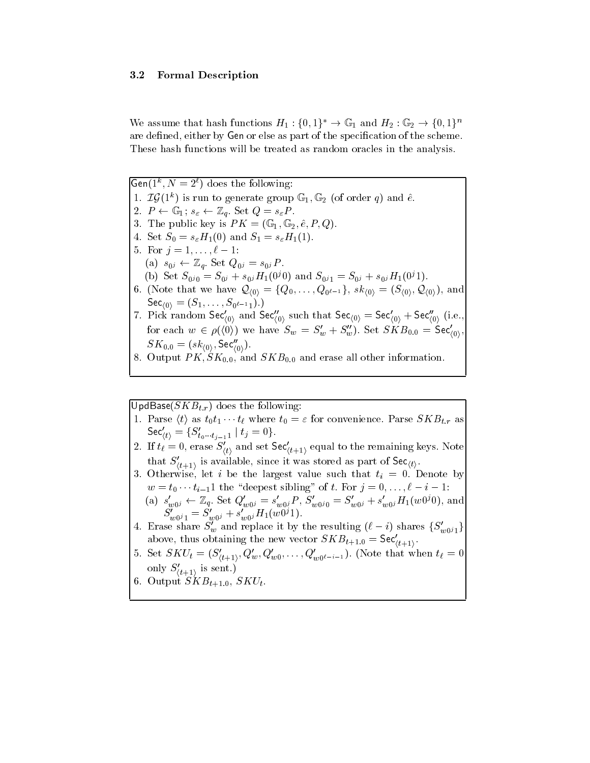### 3.2 Formal Description

We assume that hash functions $H_1 : \{0,1\}^* \to \mathbb{G}_1$ and $H_2 : \mathbb{G}_2 \to \{0,1\}^n$ are defined, either by Gen or else as part of the specification of the scheme. These hash functions will be treated as random oracles in the analysis.

$\mathsf{Gen}(1^k, N = 2^\ell)$ does the following:

1. $\mathcal{IG}(1^k)$ is run to generate group $\mathbb{G}_1, \mathbb{G}_2$ (of order $q$) and $\hat{e}$.
2. $P \leftarrow \mathbb{G}_1$; $s_\varepsilon \leftarrow \mathbb{Z}_q$. Set $Q = s_\varepsilon P$.
3. The public key is $PK = (\mathbb{G}_1, \mathbb{G}_2, \hat{e}, P, Q)$.
4. Set $S_0 = s_\varepsilon H_1(0)$ and $S_1 = s_\varepsilon H_1(1)$.
5. For $j = 1, \ldots, \ell - 1$:
   (a) $s_{0^j} \leftarrow \mathbb{Z}_q$. Set $Q_{0^j} = s_{0^j} P$.
   (b) Set $S_{0^j 0} = S_{0^j} + s_{0^j} H_1(0^j 0)$ and $S_{0^j 1} = S_{0^j} + s_{0^j} H_1(0^j 1)$.
6. (Note that we have $\mathcal{Q}_{\langle 0 \rangle} = \{Q_0, \ldots, Q_{0^{\ell-1}}\}$, $sk_{\langle 0 \rangle} = (S_{\langle 0 \rangle}, \mathcal{Q}_{\langle 0 \rangle})$, and $\mathsf{Sec}_{\langle 0 \rangle} = (S_1, \ldots, S_{0^{\ell-1}1})$.)
7. Pick random $\mathsf{Sec}'_{\langle 0 \rangle}$ and $\mathsf{Sec}''_{\langle 0 \rangle}$ such that $\mathsf{Sec}_{\langle 0 \rangle} = \mathsf{Sec}'_{\langle 0 \rangle} + \mathsf{Sec}''_{\langle 0 \rangle}$ (i.e., for each $w \in \rho(\langle 0 \rangle)$ we have $S_w = S'_w + S''_w$). Set $SKB_{0.0} = \mathsf{Sec}'_{\langle 0 \rangle}$, $SK_{0.0} = (sk_{\langle 0 \rangle}, \mathsf{Sec}''_{\langle 0 \rangle})$.
8. Output $PK, SK_{0.0}$, and $SKB_{0.0}$ and erase all other information.

$\mathsf{UpdBase}(SKB_{t.r})$ does the following:

1. Parse $\langle t \rangle$ as $t_0 t_1 \cdots t_\ell$ where $t_0 = \varepsilon$ for convenience. Parse $SKB_{t.r}$ as $\mathsf{Sec}'_{\langle t \rangle} = \{S'_{t_0 \cdots t_{j-1} 1} \mid t_j = 0\}$.
2. If $t_\ell = 0$, erase $S'_{\langle t \rangle}$ and set $\mathsf{Sec}'_{\langle t+1 \rangle}$ equal to the remaining keys. Note that $S'_{\langle t+1 \rangle}$ is available, since it was stored as part of $\mathsf{Sec}_{\langle t \rangle}$.
3. Otherwise, let $i$ be the largest value such that $t_i = 0$. Denote by $w = t_0 \cdots t_{i-1} 1$ the "deepest sibling" of $t$. For $j = 0, \ldots, \ell - i - 1$:
   (a) $s'_{w0^j} \leftarrow \mathbb{Z}_q$. Set $Q'_{w0^j} = s'_{w0^j} P$, $S'_{w0^j 0} = S'_{w0^j} + s'_{w0^j} H_1(w0^j 0)$, and $S'_{w0^j 1} = S'_{w0^j} + s'_{w0^j} H_1(w0^j 1)$.
4. Erase share $S'_w$ and replace it by the resulting $(\ell - i)$ shares $\{S'_{w0^j 1}\}$ above, thus obtaining the new vector $SKB_{t+1.0} = \mathsf{Sec}'_{\langle t+1 \rangle}$.
5. Set $SKU_t = (S'_{\langle t+1 \rangle}, Q'_w, Q'_{w0}, \ldots, Q'_{w0^{\ell-i-1}})$. (Note that when $t_\ell = 0$ only $S'_{\langle t+1 \rangle}$ is sent.)
6. Output $SKB_{t+1.0}$, $SKU_t$.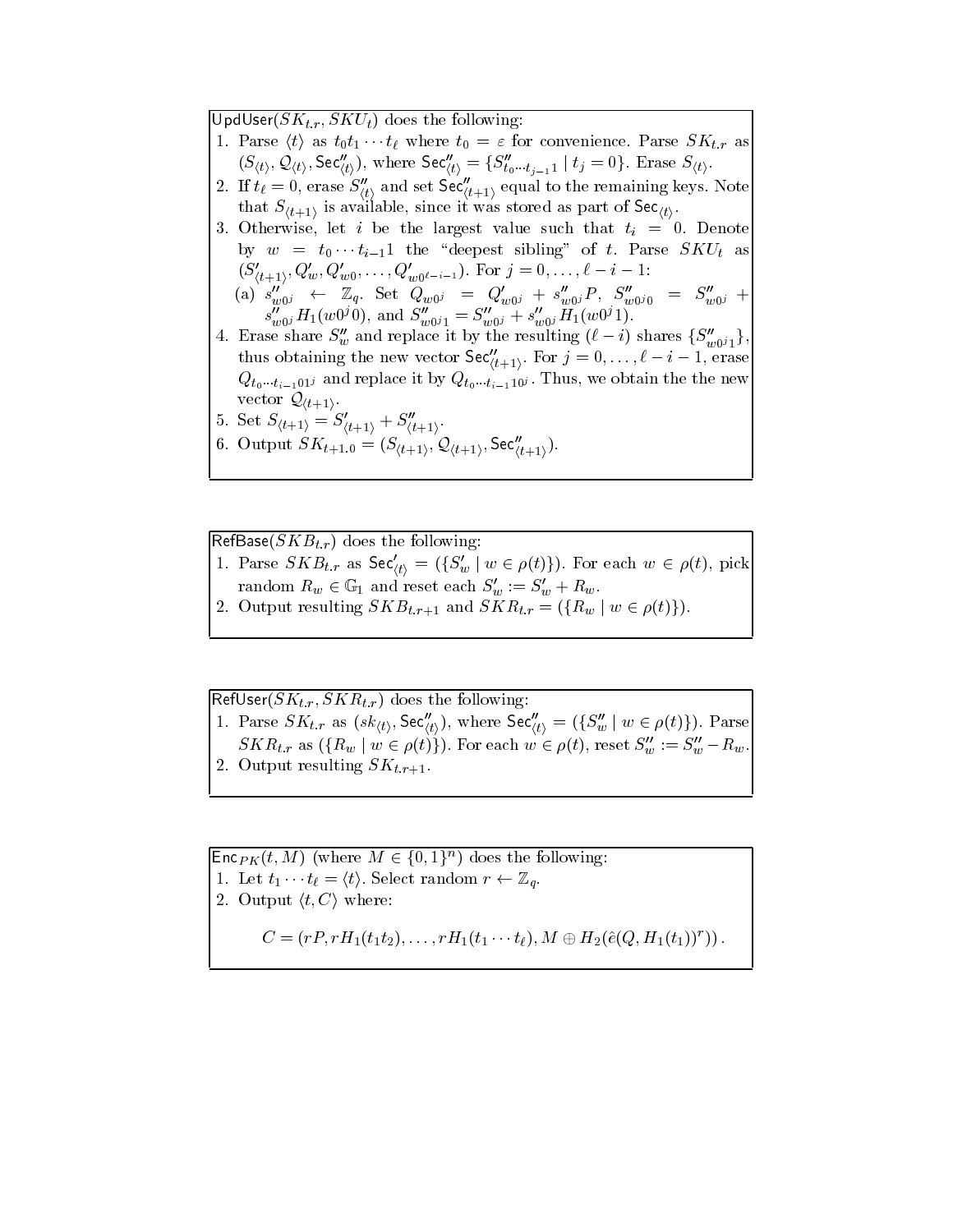$\mathsf{UpdUser}(SK_{t.r}, SKU_t)$ does the following:

1. Parse $\langle t \rangle$ as $t_0 t_1 \cdots t_\ell$ where $t_0 = \varepsilon$ for convenience. Parse $SK_{t.r}$ as $(S_{\langle t \rangle}, \mathcal{Q}_{\langle t \rangle}, \mathsf{Sec}''_{\langle t \rangle})$, where $\mathsf{Sec}''_{\langle t \rangle} = \{S''_{t_0 \cdots t_{j-1} 1} \mid t_j = 0\}$. Erase $S_{\langle t \rangle}$.
2. If $t_\ell = 0$, erase $S''_{\langle t \rangle}$ and set $\mathsf{Sec}''_{\langle t+1 \rangle}$ equal to the remaining keys. Note that $S_{\langle t+1 \rangle}$ is available, since it was stored as part of $\mathsf{Sec}_{\langle t \rangle}$.
3. Otherwise, let $i$ be the largest value such that $t_i = 0$. Denote by $w = t_0 \cdots t_{i-1} 1$ the "deepest sibling" of $t$. Parse $SKU_t$ as $(S'_{\langle t+1 \rangle}, Q'_w, Q'_{w0}, \ldots, Q'_{w0^{\ell-i-1}})$. For $j = 0, \ldots, \ell - i - 1$:
   (a) $s''_{w0^j} \leftarrow \mathbb{Z}_q$. Set $Q_{w0^j} = Q'_{w0^j} + s''_{w0^j} P$, $S''_{w0^j 0} = S''_{w0^j} + s''_{w0^j} H_1(w0^j 0)$, and $S''_{w0^j 1} = S''_{w0^j} + s''_{w0^j} H_1(w0^j 1)$.
4. Erase share $S''_w$ and replace it by the resulting $(\ell - i)$ shares $\{S''_{w0^j 1}\}$, thus obtaining the new vector $\mathsf{Sec}''_{\langle t+1 \rangle}$. For $j = 0, \ldots, \ell - i - 1$, erase $Q_{t_0 \cdots t_{i-1} 0 1^j}$ and replace it by $Q_{t_0 \cdots t_{i-1} 1 0^j}$. Thus, we obtain the the new vector $\mathcal{Q}_{\langle t+1 \rangle}$.
5. Set $S_{\langle t+1 \rangle} = S'_{\langle t+1 \rangle} + S''_{\langle t+1 \rangle}$.
6. Output $SK_{t+1.0} = (S_{\langle t+1 \rangle}, \mathcal{Q}_{\langle t+1 \rangle}, \mathsf{Sec}''_{\langle t+1 \rangle})$.

$\mathsf{RefBase}(SKB_{t.r})$ does the following:

1. Parse $SKB_{t.r}$ as $\mathsf{Sec}'_{\langle t \rangle} = (\{S'_w \mid w \in \rho(t)\})$. For each $w \in \rho(t)$, pick random $R_w \in \mathbb{G}_1$ and reset each $S'_w := S'_w + R_w$.
2. Output resulting $SKB_{t.r+1}$ and $SKR_{t.r} = (\{R_w \mid w \in \rho(t)\})$.

$\mathsf{RefUser}(SK_{t.r}, SKR_{t.r})$ does the following:

1. Parse $SK_{t.r}$ as $(sk_{\langle t \rangle}, \mathsf{Sec}''_{\langle t \rangle})$, where $\mathsf{Sec}''_{\langle t \rangle} = (\{S''_w \mid w \in \rho(t)\})$. Parse $SKR_{t.r}$ as $(\{R_w \mid w \in \rho(t)\})$. For each $w \in \rho(t)$, reset $S''_w := S''_w - R_w$.
2. Output resulting $SK_{t.r+1}$.

$\mathsf{Enc}_{PK}(t, M)$ (where $M \in \{0,1\}^n$) does the following:

1. Let $t_1 \cdots t_\ell = \langle t \rangle$. Select random $r \leftarrow \mathbb{Z}_q$.
2. Output $\langle t, C \rangle$ where:

$$C = (rP, rH_1(t_1 t_2), \ldots, rH_1(t_1 \cdots t_\ell), M \oplus H_2(\hat{e}(Q, H_1(t_1))^r)).$$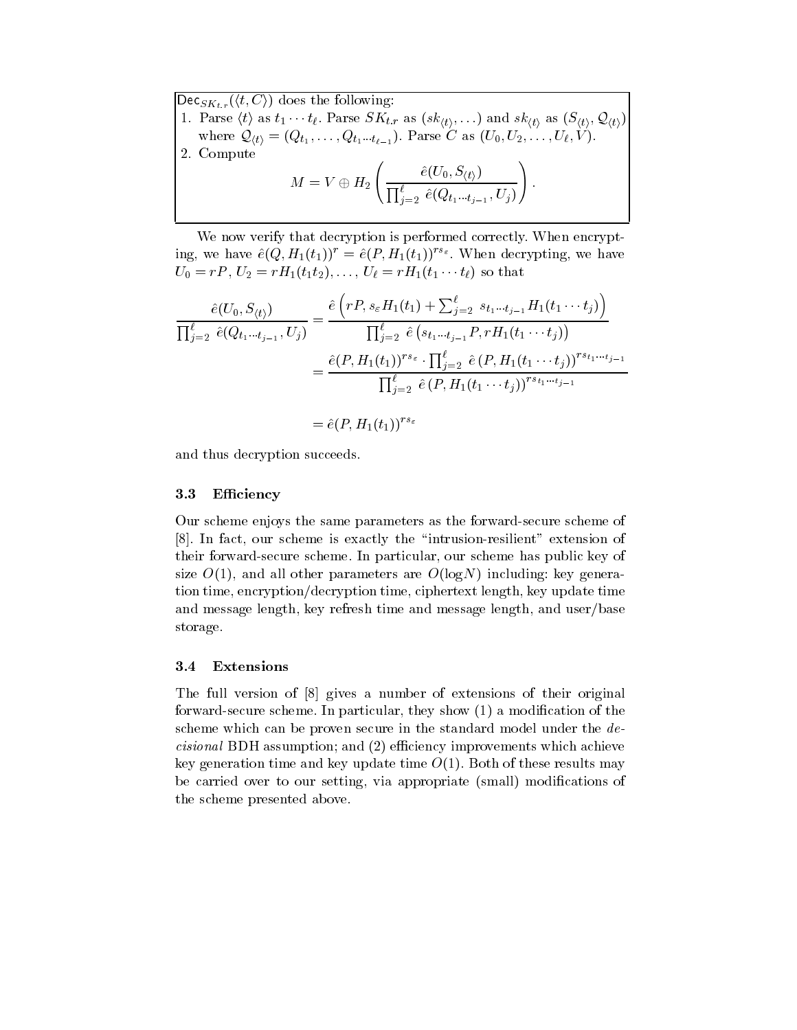$\mathsf{Dec}_{SK_{t.r}}(\langle t, C\rangle)$ does the following:

1. Parse $\langle t \rangle$ as $t_1 \cdots t_\ell$. Parse $SK_{t.r}$ as $(sk_{\langle t \rangle}, \ldots)$ and $sk_{\langle t \rangle}$ as $(S_{\langle t \rangle}, \mathcal{Q}_{\langle t \rangle})$ where $\mathcal{Q}_{\langle t \rangle} = (Q_{t_1}, \ldots, Q_{t_1 \cdots t_{\ell-1}})$. Parse $C$ as $(U_0, U_2, \ldots, U_\ell, V)$.
2. Compute

$$M = V \oplus H_2\left(\frac{\hat{e}(U_0, S_{\langle t \rangle})}{\prod_{j=2}^{\ell} \hat{e}(Q_{t_1 \cdots t_{j-1}}, U_j)}\right).$$

We now verify that decryption is performed correctly. When encrypting, we have $\hat{e}(Q, H_1(t_1))^r = \hat{e}(P, H_1(t_1))^{rs_\varepsilon}$. When decrypting, we have $U_0 = rP$, $U_2 = rH_1(t_1 t_2), \ldots, U_\ell = rH_1(t_1 \cdots t_\ell)$ so that

$$\begin{aligned}
\frac{\hat{e}(U_0, S_{\langle t \rangle})}{\prod_{j=2}^{\ell} \hat{e}(Q_{t_1 \cdots t_{j-1}}, U_j)} &= \frac{\hat{e}\left(rP, s_\varepsilon H_1(t_1) + \sum_{j=2}^{\ell} s_{t_1 \cdots t_{j-1}} H_1(t_1 \cdots t_j)\right)}{\prod_{j=2}^{\ell} \hat{e}\left(s_{t_1 \cdots t_{j-1}} P, rH_1(t_1 \cdots t_j)\right)} \\
&= \frac{\hat{e}(P, H_1(t_1))^{rs_\varepsilon} \cdot \prod_{j=2}^{\ell} \hat{e}\left(P, H_1(t_1 \cdots t_j)\right)^{rs_{t_1 \cdots t_{j-1}}}}{\prod_{j=2}^{\ell} \hat{e}\left(P, H_1(t_1 \cdots t_j)\right)^{rs_{t_1 \cdots t_{j-1}}}} \\
&= \hat{e}(P, H_1(t_1))^{rs_\varepsilon}
\end{aligned}$$

and thus decryption succeeds.

### 3.3 Efficiency

Our scheme enjoys the same parameters as the forward-secure scheme of [8]. In fact, our scheme is exactly the "intrusion-resilient" extension of their forward-secure scheme. In particular, our scheme has public key of size $O(1)$, and all other parameters are $O(\log N)$ including: key generation time, encryption/decryption time, ciphertext length, key update time and message length, key refresh time and message length, and user/base storage.

### 3.4 Extensions

The full version of [8] gives a number of extensions of their original forward-secure scheme. In particular, they show (1) a modification of the scheme which can be proven secure in the standard model under the *decisional* BDH assumption; and (2) efficiency improvements which achieve key generation time and key update time $O(1)$. Both of these results may be carried over to our setting, via appropriate (small) modifications of the scheme presented above.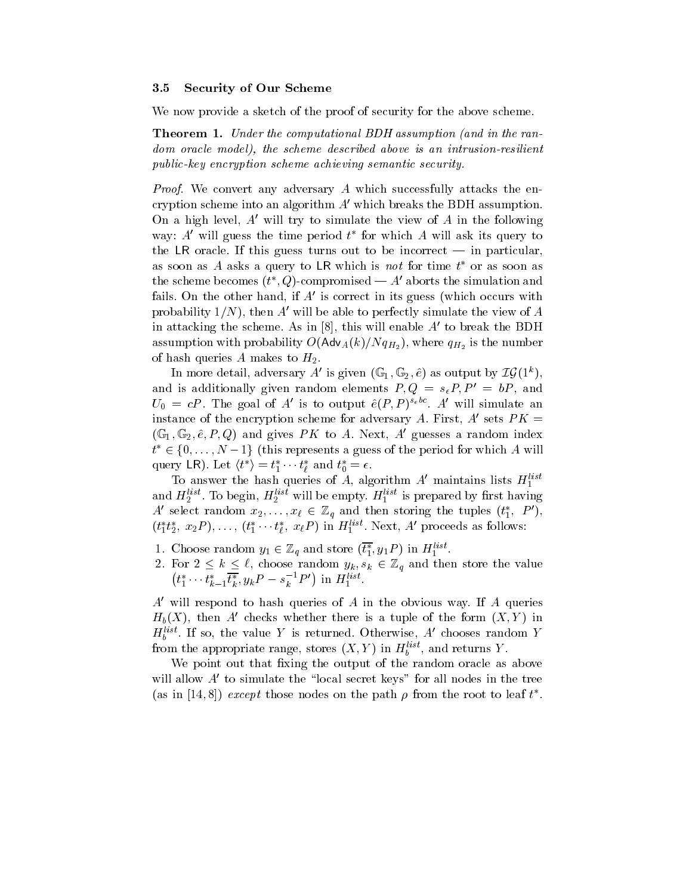### 3.5 Security of Our Scheme

We now provide a sketch of the proof of security for the above scheme.

**Theorem 1.** *Under the computational BDH assumption (and in the random oracle model), the scheme described above is an intrusion-resilient public-key encryption scheme achieving semantic security.*

*Proof.* We convert any adversary $A$ which successfully attacks the encryption scheme into an algorithm $A'$ which breaks the BDH assumption. On a high level, $A'$ will try to simulate the view of $A$ in the following way: $A'$ will guess the time period $t^*$ for which $A$ will ask its query to the $\mathsf{LR}$ oracle. If this guess turns out to be incorrect — in particular, as soon as $A$ asks a query to $\mathsf{LR}$ which is *not* for time $t^*$ or as soon as the scheme becomes $(t^*, Q)$-compromised — $A'$ aborts the simulation and fails. On the other hand, if $A'$ is correct in its guess (which occurs with probability $1/N$), then $A'$ will be able to perfectly simulate the view of $A$ in attacking the scheme. As in [8], this will enable $A'$ to break the BDH assumption with probability $O(\mathsf{Adv}_A(k)/Nq_{H_2})$, where $q_{H_2}$ is the number of hash queries $A$ makes to $H_2$.

In more detail, adversary $A'$ is given $(\mathbb{G}_1, \mathbb{G}_2, \hat{e})$ as output by $\mathcal{IG}(1^k)$, and is additionally given random elements $P, Q = s_\epsilon P, P' = bP$, and $U_0 = cP$. The goal of $A'$ is to output $\hat{e}(P,P)^{s_\epsilon bc}$. $A'$ will simulate an instance of the encryption scheme for adversary $A$. First, $A'$ sets $PK = (\mathbb{G}_1, \mathbb{G}_2, \hat{e}, P, Q)$ and gives $PK$ to $A$. Next, $A'$ guesses a random index $t^* \in \{0, \ldots, N-1\}$ (this represents a guess of the period for which $A$ will query $\mathsf{LR}$). Let $\langle t^* \rangle = t_1^* \cdots t_\ell^*$ and $t_0^* = \epsilon$.

To answer the hash queries of $A$, algorithm $A'$ maintains lists $H_1^{list}$ and $H_2^{list}$. To begin, $H_2^{list}$ will be empty. $H_1^{list}$ is prepared by first having $A'$ select random $x_2, \ldots, x_\ell \in \mathbb{Z}_q$ and then storing the tuples $(t_1^*,\ P')$, $(t_1^* t_2^*,\ x_2 P), \ldots, (t_1^* \cdots t_\ell^*,\ x_\ell P)$ in $H_1^{list}$. Next, $A'$ proceeds as follows:

1. Choose random $y_1 \in \mathbb{Z}_q$ and store $(\overline{t_1^*}, y_1 P)$ in $H_1^{list}$.
2. For $2 \leq k \leq \ell$, choose random $y_k, s_k \in \mathbb{Z}_q$ and then store the value $\left(t_1^* \cdots t_{k-1}^* \overline{t_k^*}, y_k P - s_k^{-1} P'\right)$ in $H_1^{list}$.

$A'$ will respond to hash queries of $A$ in the obvious way. If $A$ queries $H_b(X)$, then $A'$ checks whether there is a tuple of the form $(X, Y)$ in $H_b^{list}$. If so, the value $Y$ is returned. Otherwise, $A'$ chooses random $Y$ from the appropriate range, stores $(X, Y)$ in $H_b^{list}$, and returns $Y$.

We point out that fixing the output of the random oracle as above will allow $A'$ to simulate the "local secret keys" for all nodes in the tree (as in [14, 8]) *except* those nodes on the path $\rho$ from the root to leaf $t^*$.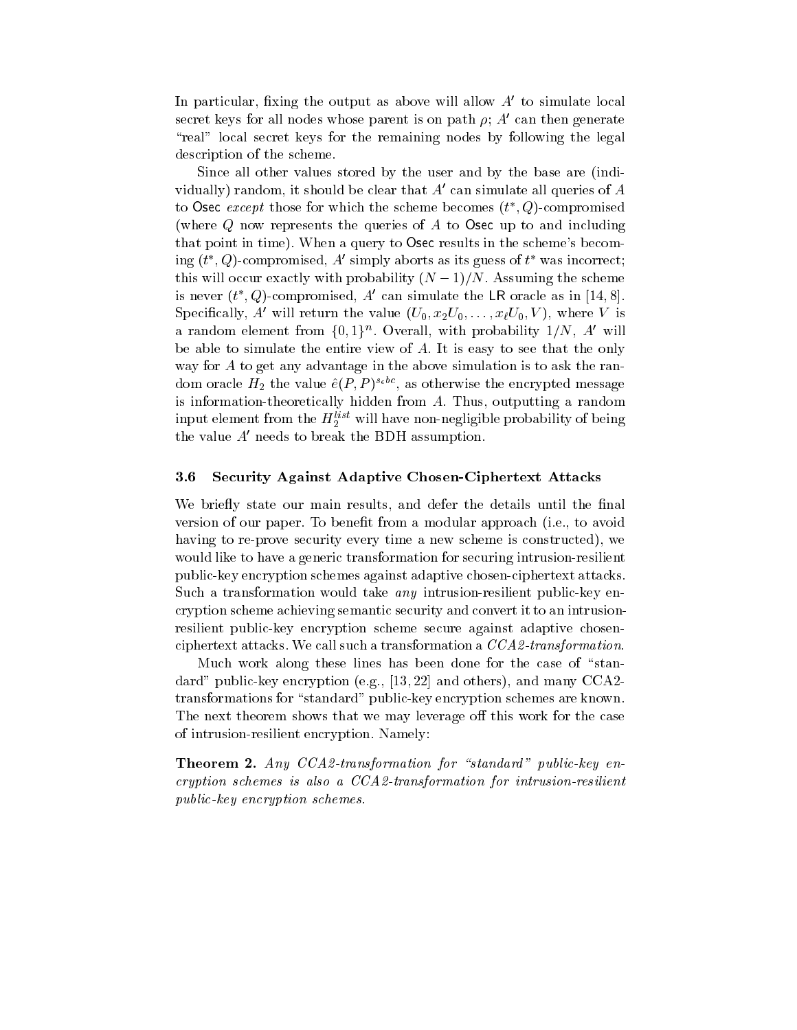In particular, fixing the output as above will allow $A'$ to simulate local secret keys for all nodes whose parent is on path $\rho$; $A'$ can then generate "real" local secret keys for the remaining nodes by following the legal description of the scheme.

Since all other values stored by the user and by the base are (individually) random, it should be clear that $A'$ can simulate all queries of $A$ to Osec *except* those for which the scheme becomes $(t^*, Q)$-compromised (where $Q$ now represents the queries of $A$ to Osec up to and including that point in time). When a query to Osec results in the scheme's becoming $(t^*, Q)$-compromised, $A'$ simply aborts as its guess of $t^*$ was incorrect; this will occur exactly with probability $(N-1)/N$. Assuming the scheme is never $(t^*, Q)$-compromised, $A'$ can simulate the LR oracle as in [14, 8]. Specifically, $A'$ will return the value $(U_0, x_2 U_0, \ldots, x_\ell U_0, V)$, where $V$ is a random element from $\{0,1\}^n$. Overall, with probability $1/N$, $A'$ will be able to simulate the entire view of $A$. It is easy to see that the only way for $A$ to get any advantage in the above simulation is to ask the random oracle $H_2$ the value $\hat{e}(P,P)^{s_\epsilon bc}$, as otherwise the encrypted message is information-theoretically hidden from $A$. Thus, outputting a random input element from the $H_2^{list}$ will have non-negligible probability of being the value $A'$ needs to break the BDH assumption.

### 3.6 Security Against Adaptive Chosen-Ciphertext Attacks

We briefly state our main results, and defer the details until the final version of our paper. To benefit from a modular approach (i.e., to avoid having to re-prove security every time a new scheme is constructed), we would like to have a generic transformation for securing intrusion-resilient public-key encryption schemes against adaptive chosen-ciphertext attacks. Such a transformation would take *any* intrusion-resilient public-key encryption scheme achieving semantic security and convert it to an intrusion-resilient public-key encryption scheme secure against adaptive chosen-ciphertext attacks. We call such a transformation a *CCA2-transformation*.

Much work along these lines has been done for the case of "standard" public-key encryption (e.g., [13, 22] and others), and many CCA2-transformations for "standard" public-key encryption schemes are known. The next theorem shows that we may leverage off this work for the case of intrusion-resilient encryption. Namely:

**Theorem 2.** *Any CCA2-transformation for "standard" public-key encryption schemes is also a CCA2-transformation for intrusion-resilient public-key encryption schemes.*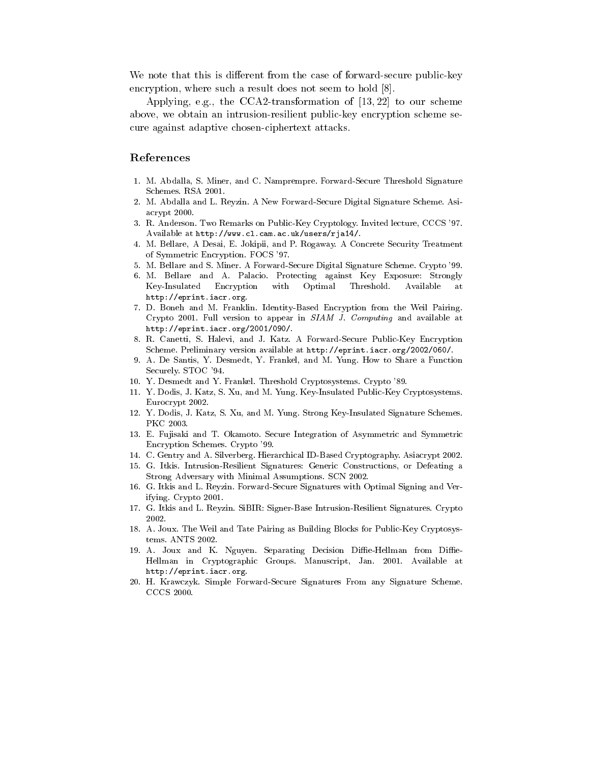We note that this is different from the case of forward-secure public-key encryption, where such a result does not seem to hold [8].

Applying, e.g., the CCA2-transformation of [13, 22] to our scheme above, we obtain an intrusion-resilient public-key encryption scheme secure against adaptive chosen-ciphertext attacks.

## References

1. M. Abdalla, S. Miner, and C. Namprempre. Forward-Secure Threshold Signature Schemes. RSA 2001.
2. M. Abdalla and L. Reyzin. A New Forward-Secure Digital Signature Scheme. Asiacrypt 2000.
3. R. Anderson. Two Remarks on Public-Key Cryptology. Invited lecture, CCCS '97. Available at `http://www.cl.cam.ac.uk/users/rja14/`.
4. M. Bellare, A Desai, E. Jokipii, and P. Rogaway. A Concrete Security Treatment of Symmetric Encryption. FOCS '97.
5. M. Bellare and S. Miner. A Forward-Secure Digital Signature Scheme. Crypto '99.
6. M. Bellare and A. Palacio. Protecting against Key Exposure: Strongly Key-Insulated Encryption with Optimal Threshold. Available at `http://eprint.iacr.org`.
7. D. Boneh and M. Franklin. Identity-Based Encryption from the Weil Pairing. Crypto 2001. Full version to appear in *SIAM J. Computing* and available at `http://eprint.iacr.org/2001/090/`.
8. R. Canetti, S. Halevi, and J. Katz. A Forward-Secure Public-Key Encryption Scheme. Preliminary version available at `http://eprint.iacr.org/2002/060/`.
9. A. De Santis, Y. Desmedt, Y. Frankel, and M. Yung. How to Share a Function Securely. STOC '94.
10. Y. Desmedt and Y. Frankel. Threshold Cryptosystems. Crypto '89.
11. Y. Dodis, J. Katz, S. Xu, and M. Yung. Key-Insulated Public-Key Cryptosystems. Eurocrypt 2002.
12. Y. Dodis, J. Katz, S. Xu, and M. Yung. Strong Key-Insulated Signature Schemes. PKC 2003.
13. E. Fujisaki and T. Okamoto. Secure Integration of Asymmetric and Symmetric Encryption Schemes. Crypto '99.
14. C. Gentry and A. Silverberg. Hierarchical ID-Based Cryptography. Asiacrypt 2002.
15. G. Itkis. Intrusion-Resilient Signatures: Generic Constructions, or Defeating a Strong Adversary with Minimal Assumptions. SCN 2002.
16. G. Itkis and L. Reyzin. Forward-Secure Signatures with Optimal Signing and Verifying. Crypto 2001.
17. G. Itkis and L. Reyzin. SiBIR: Signer-Base Intrusion-Resilient Signatures. Crypto 2002.
18. A. Joux. The Weil and Tate Pairing as Building Blocks for Public-Key Cryptosystems. ANTS 2002.
19. A. Joux and K. Nguyen. Separating Decision Diffie-Hellman from Diffie-Hellman in Cryptographic Groups. Manuscript, Jan. 2001. Available at `http://eprint.iacr.org`.
20. H. Krawczyk. Simple Forward-Secure Signatures From any Signature Scheme. CCCS 2000.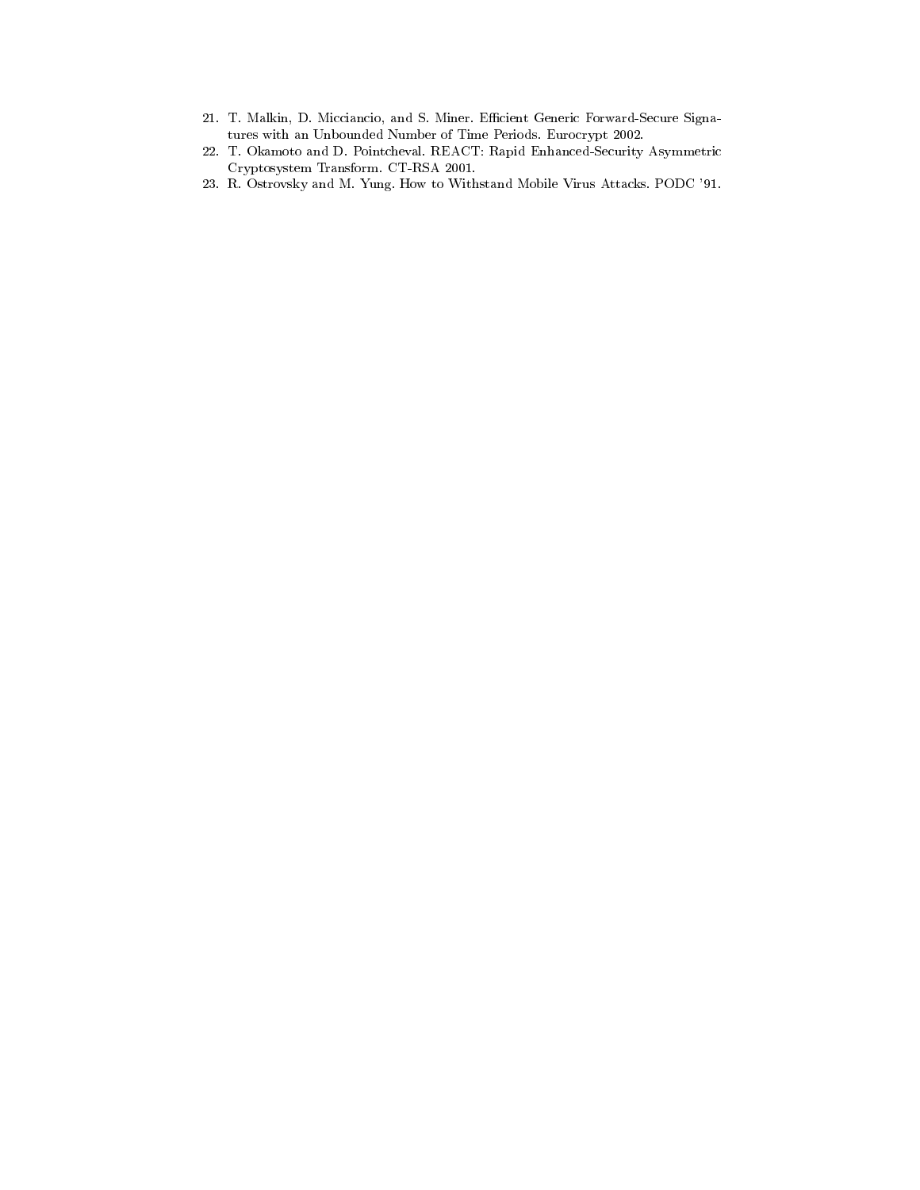21. T. Malkin, D. Micciancio, and S. Miner. Efficient Generic Forward-Secure Signatures with an Unbounded Number of Time Periods. Eurocrypt 2002.
22. T. Okamoto and D. Pointcheval. REACT: Rapid Enhanced-Security Asymmetric Cryptosystem Transform. CT-RSA 2001.
23. R. Ostrovsky and M. Yung. How to Withstand Mobile Virus Attacks. PODC '91.